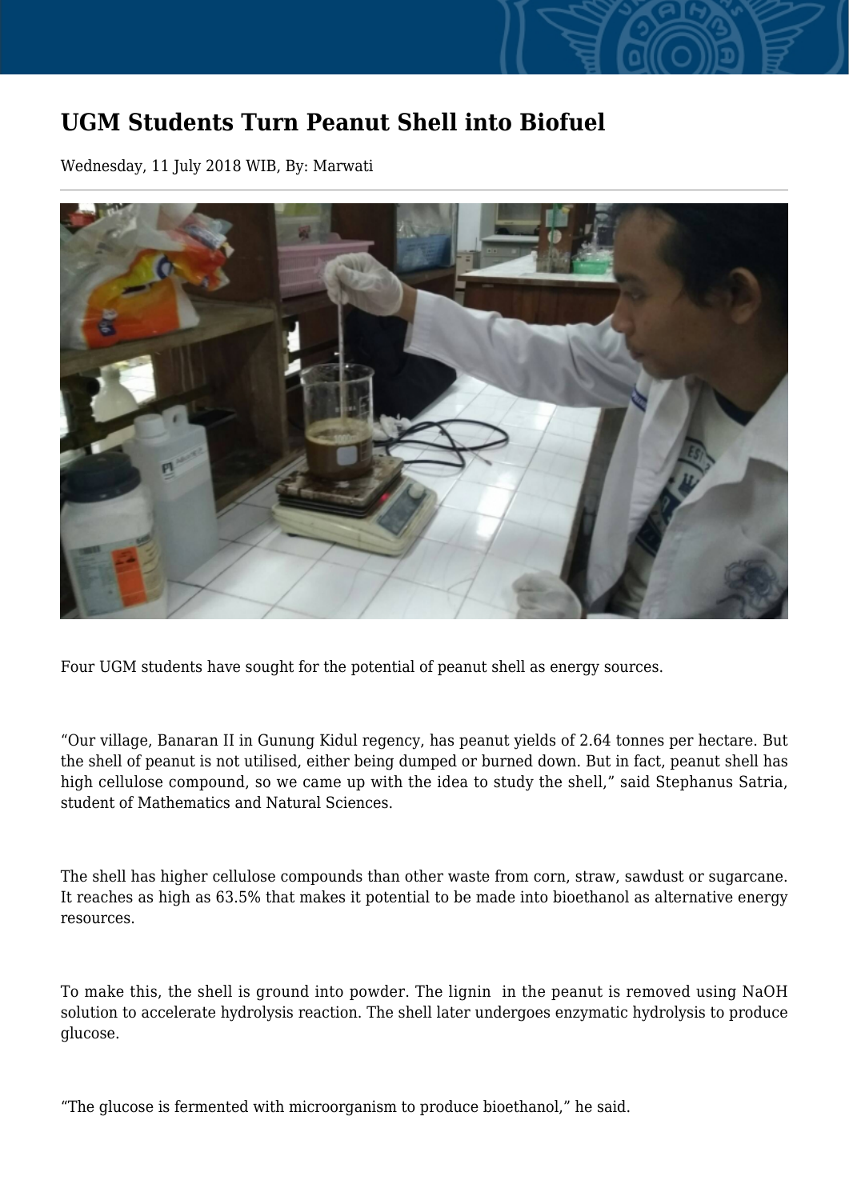# UGM Students Turn Peanut Shell into Biofuel

Wednesday, 11 July 2018 WIB, By: Marwati

Four UGM students have sought for the potential of peanut shell as energy sources.

“Our village, Banaran II in Gunung Kidul regency, has peanut yields of 2.64 tonnes per hectare. But the shell of peanut is not utilised, either being dumped or burned down. But in fact, peanut shell has high cellulose compound, so we came up with the idea to study the shell,” said Stephanus Satria, student of Mathematics and Natural Sciences.

The shell has higher cellulose compounds than other waste from corn, straw, sawdust or sugarcane. It reaches as high as 63.5% that makes it potential to be made into bioethanol as alternative energy resources.

To make this, the shell is ground into powder. The lignin in the peanut is removed using NaOH solution to accelerate hydrolysis reaction. The shell later undergoes enzymatic hydrolysis to produce glucose.

“The glucose is fermented with microorganism to produce bioethanol,” he said.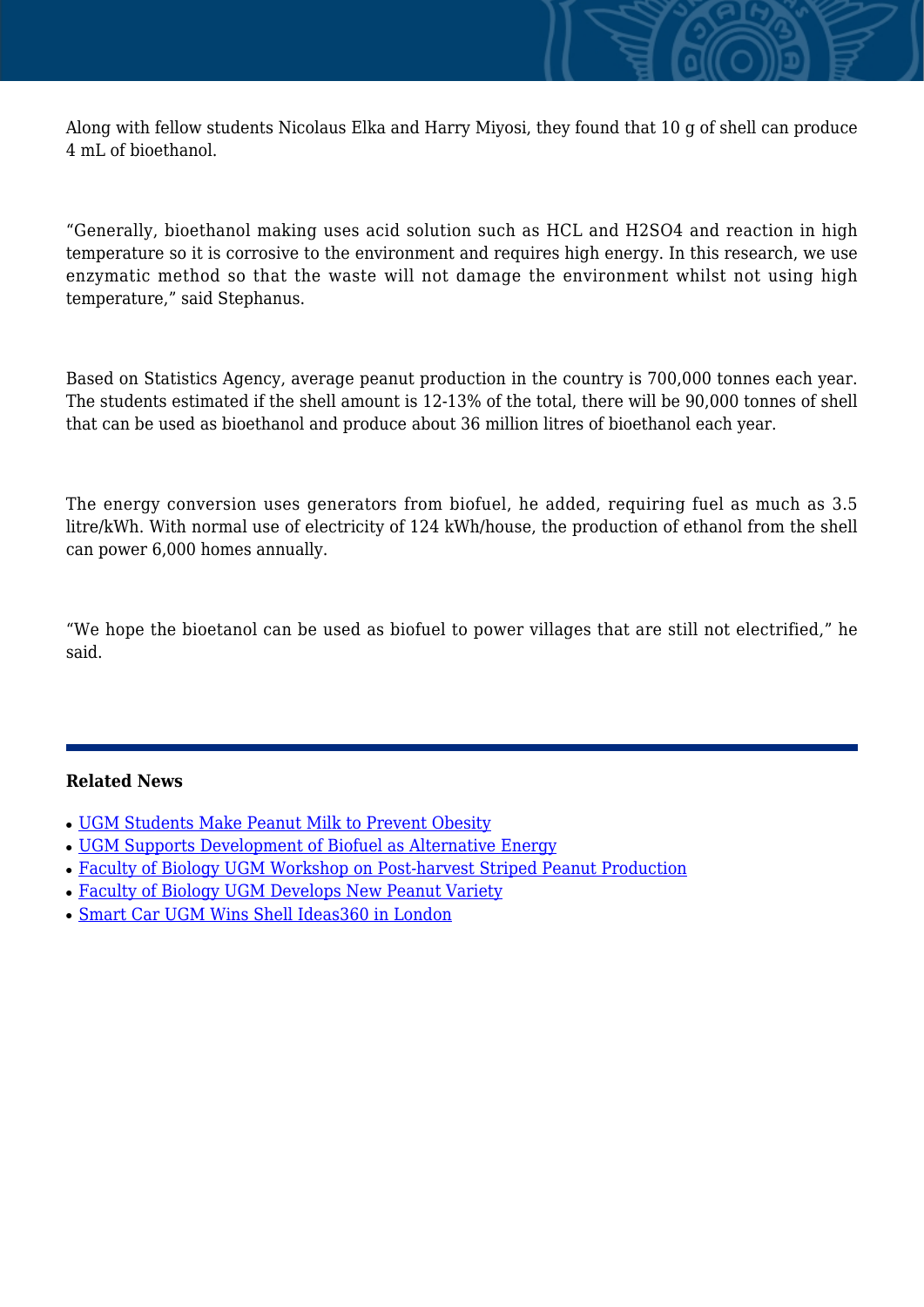Along with fellow students Nicolaus Elka and Harry Miyosi, they found that 10 g of shell can produce 4 mL of bioethanol.

"Generally, bioethanol making uses acid solution such as HCL and $H_2SO_4$ and reaction in high temperature so it is corrosive to the environment and requires high energy. In this research, we use enzymatic method so that the waste will not damage the environment whilst not using high temperature," said Stephanus.

Based on Statistics Agency, average peanut production in the country is 700,000 tonnes each year. The students estimated if the shell amount is 12-13% of the total, there will be 90,000 tonnes of shell that can be used as bioethanol and produce about 36 million litres of bioethanol each year.

The energy conversion uses generators from biofuel, he added, requiring fuel as much as 3.5 litre/kWh. With normal use of electricity of 124 kWh/house, the production of ethanol from the shell can power 6,000 homes annually.

"We hope the bioetanol can be used as biofuel to power villages that are still not electrified," he said.

**Related News**

- UGM Students Make Peanut Milk to Prevent Obesity
- UGM Supports Development of Biofuel as Alternative Energy
- Faculty of Biology UGM Workshop on Post-harvest Striped Peanut Production
- Faculty of Biology UGM Develops New Peanut Variety
- Smart Car UGM Wins Shell Ideas360 in London